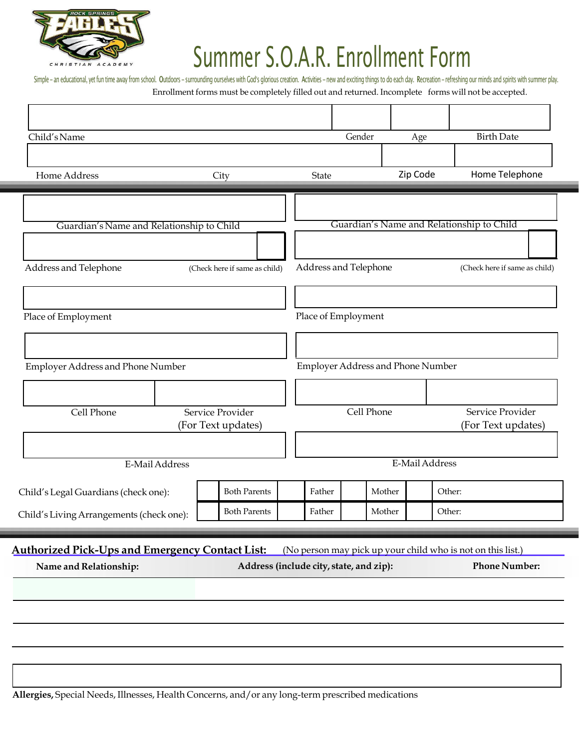# Summer S.O.A.R. Enrollment Form

Simple – an educational, yet fun time away from school. Outdoors – surrounding ourselves with God's glorious creation. Activities – new and exciting things to do each day. Recreation – refreshing our minds and spirits with summer play.

Enrollment forms must be completely filled out and returned. Incomplete forms will not be accepted.

| Child's Name | Gender | Age | Birth Date |
|---|---|---|---|
| | | | |

| Home Address | City | State | Zip Code | Home Telephone |
|---|---|---|---|---|
| | | | | |

| Guardian | Guardian |
|---|---|
| Guardian's Name and Relationship to Child | Guardian's Name and Relationship to Child |
| Address and Telephone (Check here if same as child) | Address and Telephone (Check here if same as child) |
| Place of Employment | Place of Employment |
| Employer Address and Phone Number | Employer Address and Phone Number |
| Cell Phone / Service Provider (For Text updates) | Cell Phone / Service Provider (For Text updates) |
| E-Mail Address | E-Mail Address |

| | | | | | | | | |
|---|---|---|---|---|---|---|---|---|
| Child's Legal Guardians (check one): | | Both Parents | | Father | | Mother | | Other: |
| Child's Living Arrangements (check one): | | Both Parents | | Father | | Mother | | Other: |

**Authorized Pick-Ups and Emergency Contact List:** (No person may pick up your child who is not on this list.)

| Name and Relationship: | Address (include city, state, and zip): | Phone Number: |
|---|---|---|
| | | |
| | | |
| | | |

**Allergies,** Special Needs, Illnesses, Health Concerns, and/or any long-term prescribed medications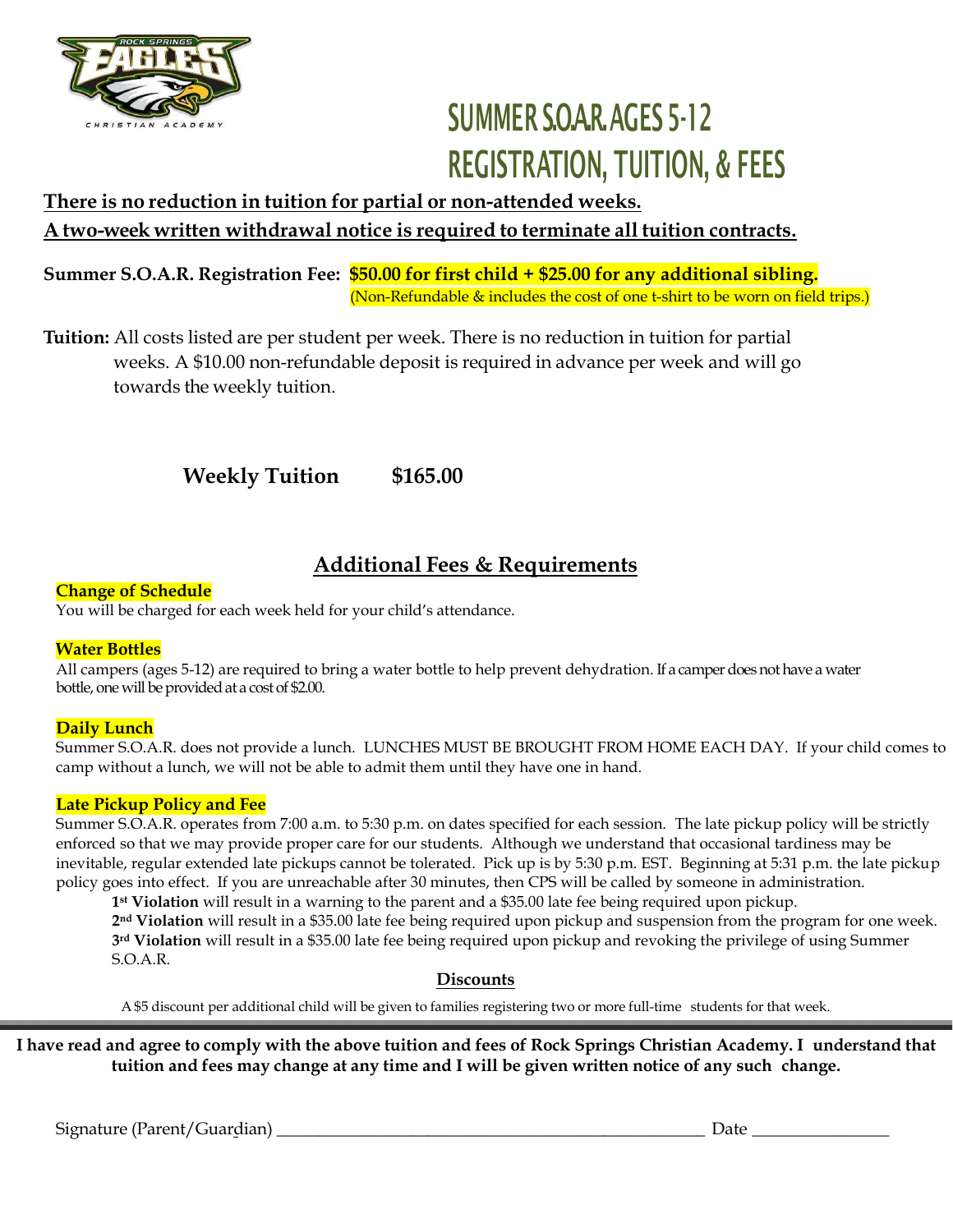# SUMMER S.O.A.R. AGES 5-12
# REGISTRATION, TUITION, & FEES

**There is no reduction in tuition for partial or non-attended weeks.**
**A two-week written withdrawal notice is required to terminate all tuition contracts.**

**Summer S.O.A.R. Registration Fee:** **$50.00 for first child + $25.00 for any additional sibling.**
(Non-Refundable & includes the cost of one t-shirt to be worn on field trips.)

**Tuition:** All costs listed are per student per week. There is no reduction in tuition for partial weeks. A $10.00 non-refundable deposit is required in advance per week and will go towards the weekly tuition.

**Weekly Tuition $165.00**

## Additional Fees & Requirements

**Change of Schedule**
You will be charged for each week held for your child's attendance.

**Water Bottles**
All campers (ages 5-12) are required to bring a water bottle to help prevent dehydration. If a camper does not have a water bottle, one will be provided at a cost of $2.00.

**Daily Lunch**
Summer S.O.A.R. does not provide a lunch. LUNCHES MUST BE BROUGHT FROM HOME EACH DAY. If your child comes to camp without a lunch, we will not be able to admit them until they have one in hand.

**Late Pickup Policy and Fee**
Summer S.O.A.R. operates from 7:00 a.m. to 5:30 p.m. on dates specified for each session. The late pickup policy will be strictly enforced so that we may provide proper care for our students. Although we understand that occasional tardiness may be inevitable, regular extended late pickups cannot be tolerated. Pick up is by 5:30 p.m. EST. Beginning at 5:31 p.m. the late pickup policy goes into effect. If you are unreachable after 30 minutes, then CPS will be called by someone in administration.

**1st Violation** will result in a warning to the parent and a $35.00 late fee being required upon pickup.
**2nd Violation** will result in a $35.00 late fee being required upon pickup and suspension from the program for one week.
**3rd Violation** will result in a $35.00 late fee being required upon pickup and revoking the privilege of using Summer S.O.A.R.

**Discounts**

A $5 discount per additional child will be given to families registering two or more full-time students for that week.

---

**I have read and agree to comply with the above tuition and fees of Rock Springs Christian Academy. I understand that tuition and fees may change at any time and I will be given written notice of any such change.**

Signature (Parent/Guardian) ____________________________________________ Date ______________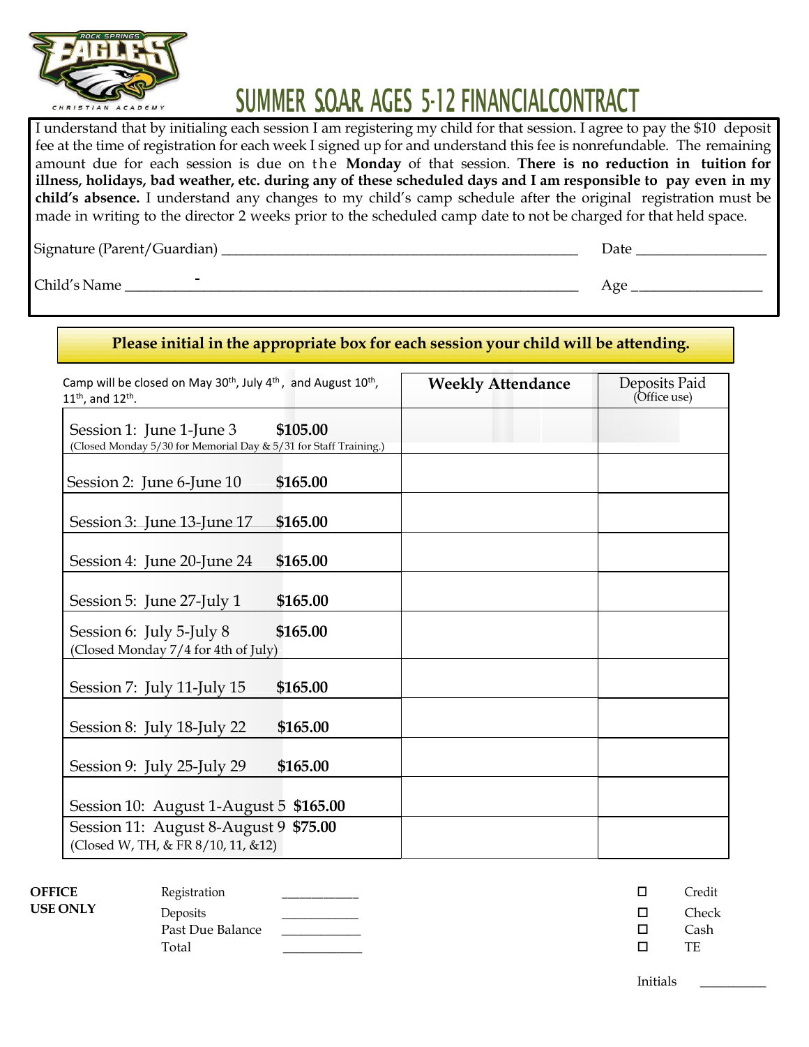# SUMMER S.O.A.R. AGES 5-12 FINANCIAL CONTRACT

I understand that by initialing each session I am registering my child for that session. I agree to pay the $10 deposit fee at the time of registration for each week I signed up for and understand this fee is nonrefundable. The remaining amount due for each session is due on the **Monday** of that session. **There is no reduction in tuition for illness, holidays, bad weather, etc. during any of these scheduled days and I am responsible to pay even in my child's absence.** I understand any changes to my child's camp schedule after the original registration must be made in writing to the director 2 weeks prior to the scheduled camp date to not be charged for that held space.

Signature (Parent/Guardian) ______________________________ Date ______________

Child's Name ______________________________ Age ______________

**Please initial in the appropriate box for each session your child will be attending.**

| Camp will be closed on May 30th, July 4th, and August 10th, 11th, and 12th. | **Weekly Attendance** | Deposits Paid (Office use) |
|---|---|---|
| Session 1: June 1-June 3 **$105.00** (Closed Monday 5/30 for Memorial Day & 5/31 for Staff Training.) | | |
| Session 2: June 6-June 10 **$165.00** | | |
| Session 3: June 13-June 17 **$165.00** | | |
| Session 4: June 20-June 24 **$165.00** | | |
| Session 5: June 27-July 1 **$165.00** | | |
| Session 6: July 5-July 8 **$165.00** (Closed Monday 7/4 for 4th of July) | | |
| Session 7: July 11-July 15 **$165.00** | | |
| Session 8: July 18-July 22 **$165.00** | | |
| Session 9: July 25-July 29 **$165.00** | | |
| Session 10: August 1-August 5 **$165.00** | | |
| Session 11: August 8-August 9 **$75.00** (Closed W, TH, & FR 8/10, 11, &12) | | |

**OFFICE USE ONLY**

Registration ____________
Deposits ____________
Past Due Balance ____________
Total ____________

☐ Credit
☐ Check
☐ Cash
☐ TE

Initials __________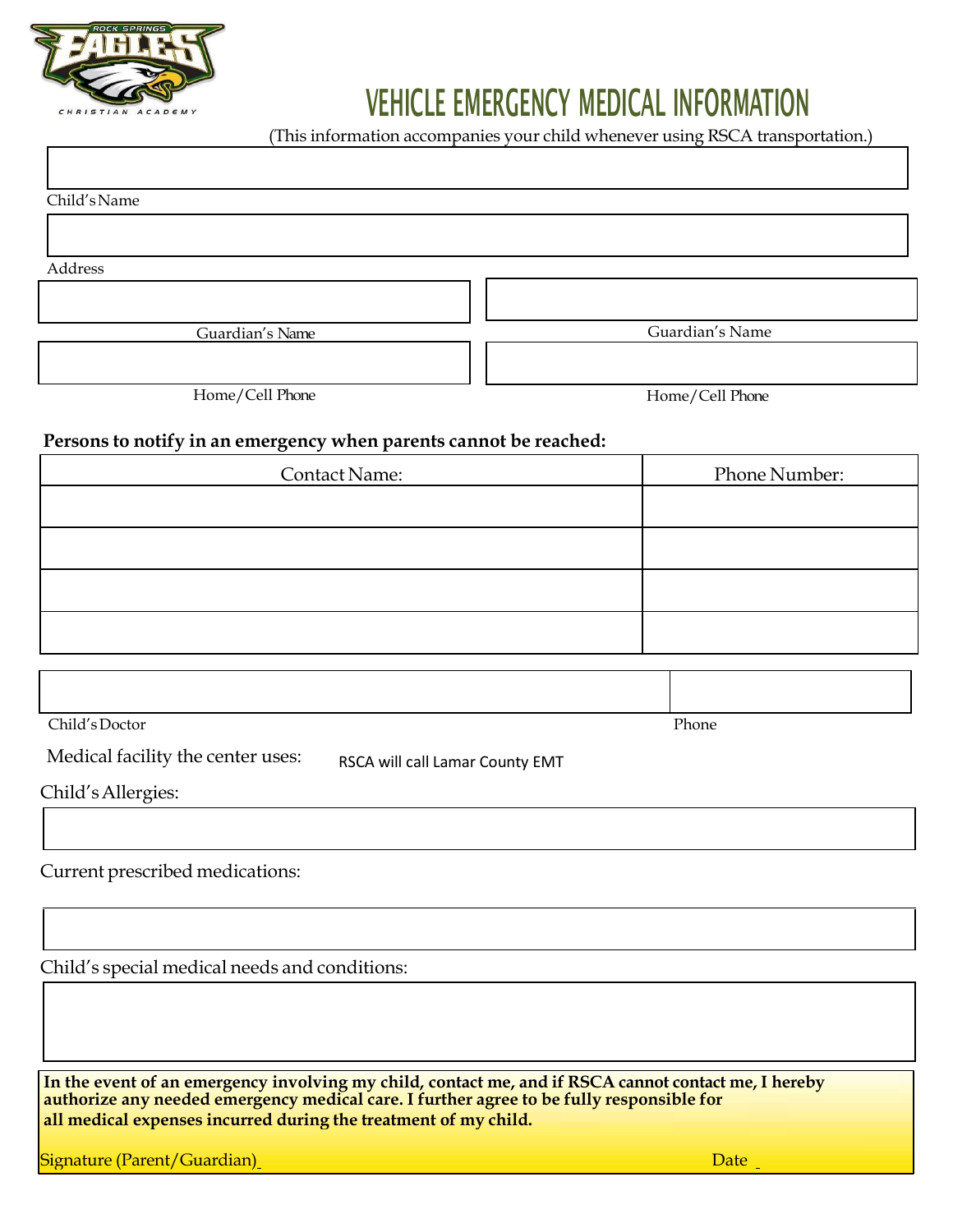# VEHICLE EMERGENCY MEDICAL INFORMATION

(This information accompanies your child whenever using RSCA transportation.)

Child's Name

Address

Guardian's Name

Guardian's Name

Home/Cell Phone

Home/Cell Phone

**Persons to notify in an emergency when parents cannot be reached:**

| Contact Name: | Phone Number: |
|---|---|
| | |
| | |
| | |
| | |

Child's Doctor

Phone

Medical facility the center uses: RSCA will call Lamar County EMT

Child's Allergies:

Current prescribed medications:

Child's special medical needs and conditions:

**In the event of an emergency involving my child, contact me, and if RSCA cannot contact me, I hereby authorize any needed emergency medical care. I further agree to be fully responsible for all medical expenses incurred during the treatment of my child.**

Signature (Parent/Guardian) ______________________ Date ________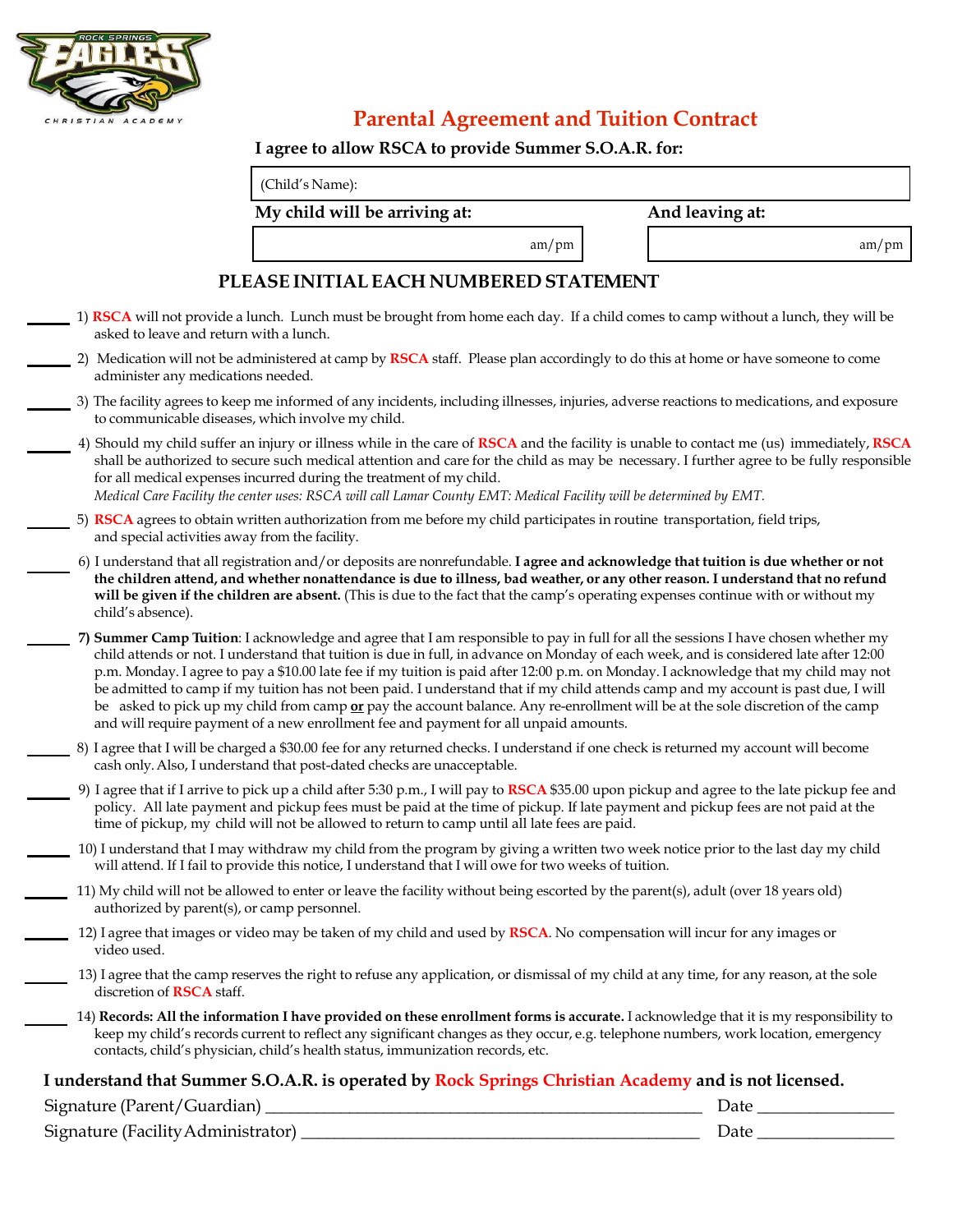ROCK SPRINGS EAGLES CHRISTIAN ACADEMY

# Parental Agreement and Tuition Contract

**I agree to allow RSCA to provide Summer S.O.A.R. for:**

(Child's Name):

**My child will be arriving at:** ______________ am/pm **And leaving at:** ______________ am/pm

## PLEASE INITIAL EACH NUMBERED STATEMENT

_____ 1) **RSCA** will not provide a lunch. Lunch must be brought from home each day. If a child comes to camp without a lunch, they will be asked to leave and return with a lunch.

_____ 2) Medication will not be administered at camp by **RSCA** staff. Please plan accordingly to do this at home or have someone to come administer any medications needed.

_____ 3) The facility agrees to keep me informed of any incidents, including illnesses, injuries, adverse reactions to medications, and exposure to communicable diseases, which involve my child.

_____ 4) Should my child suffer an injury or illness while in the care of **RSCA** and the facility is unable to contact me (us) immediately, **RSCA** shall be authorized to secure such medical attention and care for the child as may be necessary. I further agree to be fully responsible for all medical expenses incurred during the treatment of my child.
*Medical Care Facility the center uses: RSCA will call Lamar County EMT: Medical Facility will be determined by EMT.*

_____ 5) **RSCA** agrees to obtain written authorization from me before my child participates in routine transportation, field trips, and special activities away from the facility.

_____ 6) I understand that all registration and/or deposits are nonrefundable. **I agree and acknowledge that tuition is due whether or not the children attend, and whether nonattendance is due to illness, bad weather, or any other reason. I understand that no refund will be given if the children are absent.** (This is due to the fact that the camp's operating expenses continue with or without my child's absence).

_____ **7) Summer Camp Tuition**: I acknowledge and agree that I am responsible to pay in full for all the sessions I have chosen whether my child attends or not. I understand that tuition is due in full, in advance on Monday of each week, and is considered late after 12:00 p.m. Monday. I agree to pay a $10.00 late fee if my tuition is paid after 12:00 p.m. on Monday. I acknowledge that my child may not be admitted to camp if my tuition has not been paid. I understand that if my child attends camp and my account is past due, I will be asked to pick up my child from camp **or** pay the account balance. Any re-enrollment will be at the sole discretion of the camp and will require payment of a new enrollment fee and payment for all unpaid amounts.

_____ 8) I agree that I will be charged a $30.00 fee for any returned checks. I understand if one check is returned my account will become cash only. Also, I understand that post-dated checks are unacceptable.

_____ 9) I agree that if I arrive to pick up a child after 5:30 p.m., I will pay to **RSCA** $35.00 upon pickup and agree to the late pickup fee and policy. All late payment and pickup fees must be paid at the time of pickup. If late payment and pickup fees are not paid at the time of pickup, my child will not be allowed to return to camp until all late fees are paid.

_____ 10) I understand that I may withdraw my child from the program by giving a written two week notice prior to the last day my child will attend. If I fail to provide this notice, I understand that I will owe for two weeks of tuition.

_____ 11) My child will not be allowed to enter or leave the facility without being escorted by the parent(s), adult (over 18 years old) authorized by parent(s), or camp personnel.

_____ 12) I agree that images or video may be taken of my child and used by **RSCA**. No compensation will incur for any images or video used.

_____ 13) I agree that the camp reserves the right to refuse any application, or dismissal of my child at any time, for any reason, at the sole discretion of **RSCA** staff.

_____ 14) **Records: All the information I have provided on these enrollment forms is accurate.** I acknowledge that it is my responsibility to keep my child's records current to reflect any significant changes as they occur, e.g. telephone numbers, work location, emergency contacts, child's physician, child's health status, immunization records, etc.

**I understand that Summer S.O.A.R. is operated by Rock Springs Christian Academy and is not licensed.**

Signature (Parent/Guardian) ____________________________________________ Date ______________

Signature (Facility Administrator) ________________________________________ Date ______________